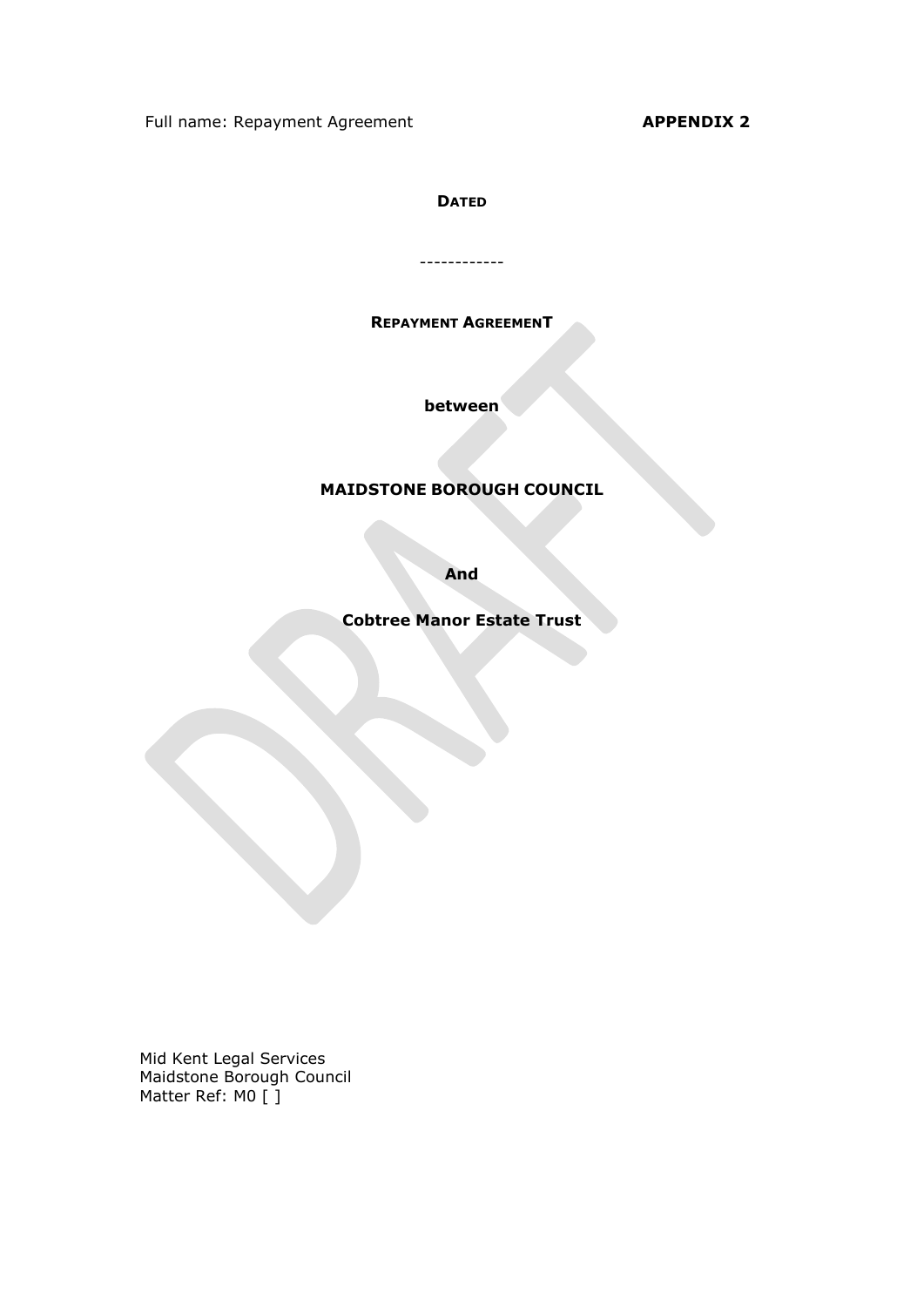Full name: Repayment Agreement **APPENDIX 2**

**DATED**

------------

**REPAYMENT AGREEMENT**

**between**

**MAIDSTONE BOROUGH COUNCIL**

**And**

**Cobtree Manor Estate Trust**

Mid Kent Legal Services
Maidstone Borough Council
Matter Ref: M0 [ ]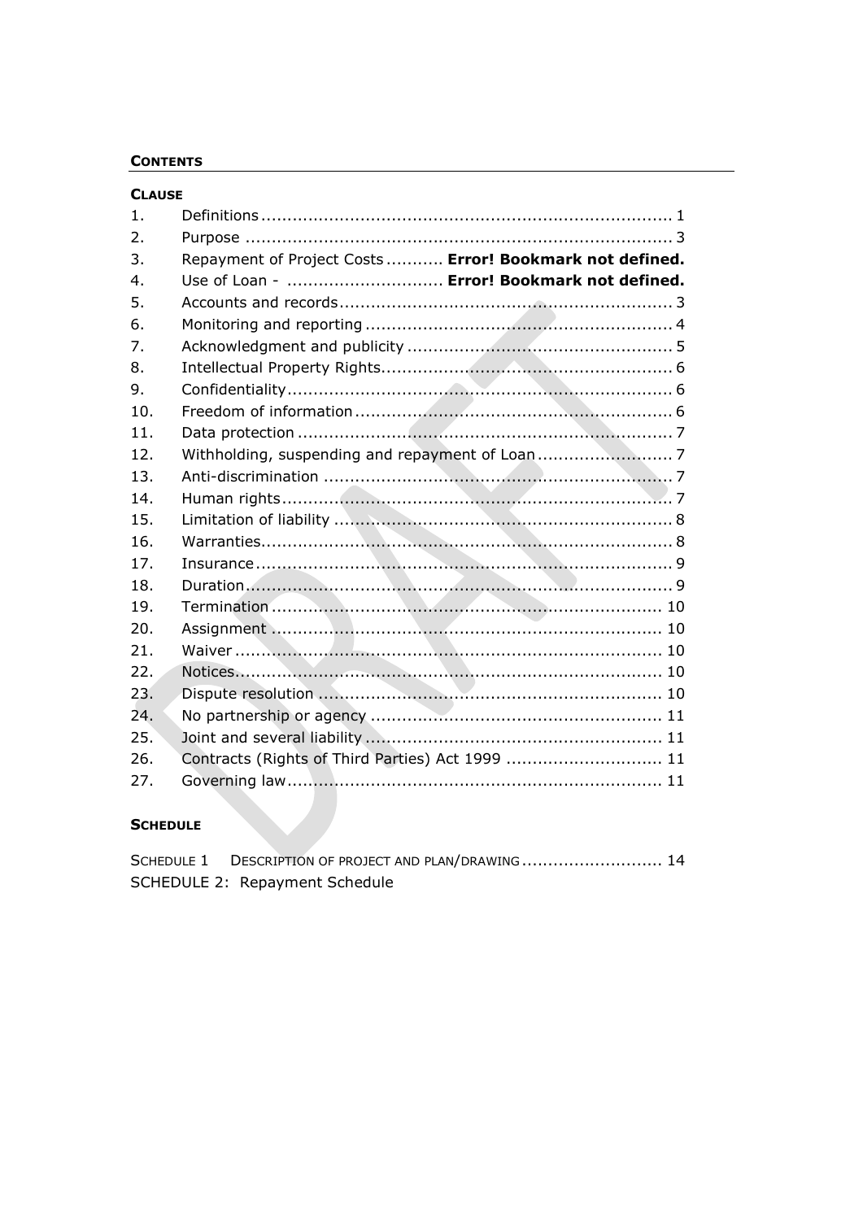**CONTENTS**

**CLAUSE**

1. Definitions ................................................................................ 1
2. Purpose ................................................................................... 3
3. Repayment of Project Costs ........... **Error! Bookmark not defined.**
4. Use of Loan - ............................. **Error! Bookmark not defined.**
5. Accounts and records ................................................................ 3
6. Monitoring and reporting ........................................................... 4
7. Acknowledgment and publicity ................................................... 5
8. Intellectual Property Rights......................................................... 6
9. Confidentiality ........................................................................... 6
10. Freedom of information ............................................................. 6
11. Data protection ........................................................................ 7
12. Withholding, suspending and repayment of Loan .......................... 7
13. Anti-discrimination ................................................................... 7
14. Human rights ........................................................................... 7
15. Limitation of liability ................................................................. 8
16. Warranties ............................................................................... 8
17. Insurance ................................................................................ 9
18. Duration .................................................................................. 9
19. Termination ........................................................................... 10
20. Assignment ........................................................................... 10
21. Waiver .................................................................................. 10
22. Notices .................................................................................. 10
23. Dispute resolution .................................................................. 10
24. No partnership or agency ........................................................ 11
25. Joint and several liability ......................................................... 11
26. Contracts (Rights of Third Parties) Act 1999 .............................. 11
27. Governing law ........................................................................ 11

**SCHEDULE**

SCHEDULE 1 DESCRIPTION OF PROJECT AND PLAN/DRAWING ........................... 14

SCHEDULE 2: Repayment Schedule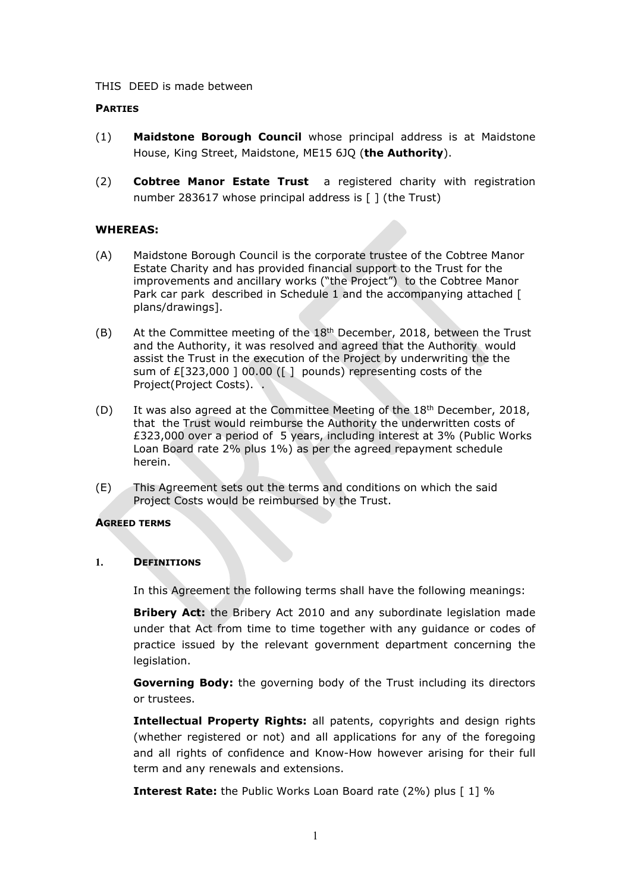THIS DEED is made between

**PARTIES**

(1) **Maidstone Borough Council** whose principal address is at Maidstone House, King Street, Maidstone, ME15 6JQ (**the Authority**).

(2) **Cobtree Manor Estate Trust** a registered charity with registration number 283617 whose principal address is [ ] (the Trust)

**WHEREAS:**

(A) Maidstone Borough Council is the corporate trustee of the Cobtree Manor Estate Charity and has provided financial support to the Trust for the improvements and ancillary works ("the Project") to the Cobtree Manor Park car park described in Schedule 1 and the accompanying attached [ plans/drawings].

(B) At the Committee meeting of the 18th December, 2018, between the Trust and the Authority, it was resolved and agreed that the Authority would assist the Trust in the execution of the Project by underwriting the the sum of £[323,000 ] 00.00 ([ ] pounds) representing costs of the Project(Project Costs). .

(D) It was also agreed at the Committee Meeting of the 18th December, 2018, that the Trust would reimburse the Authority the underwritten costs of £323,000 over a period of 5 years, including interest at 3% (Public Works Loan Board rate 2% plus 1%) as per the agreed repayment schedule herein.

(E) This Agreement sets out the terms and conditions on which the said Project Costs would be reimbursed by the Trust.

**AGREED TERMS**

**1. DEFINITIONS**

In this Agreement the following terms shall have the following meanings:

**Bribery Act:** the Bribery Act 2010 and any subordinate legislation made under that Act from time to time together with any guidance or codes of practice issued by the relevant government department concerning the legislation.

**Governing Body:** the governing body of the Trust including its directors or trustees.

**Intellectual Property Rights:** all patents, copyrights and design rights (whether registered or not) and all applications for any of the foregoing and all rights of confidence and Know-How however arising for their full term and any renewals and extensions.

**Interest Rate:** the Public Works Loan Board rate (2%) plus [ 1] %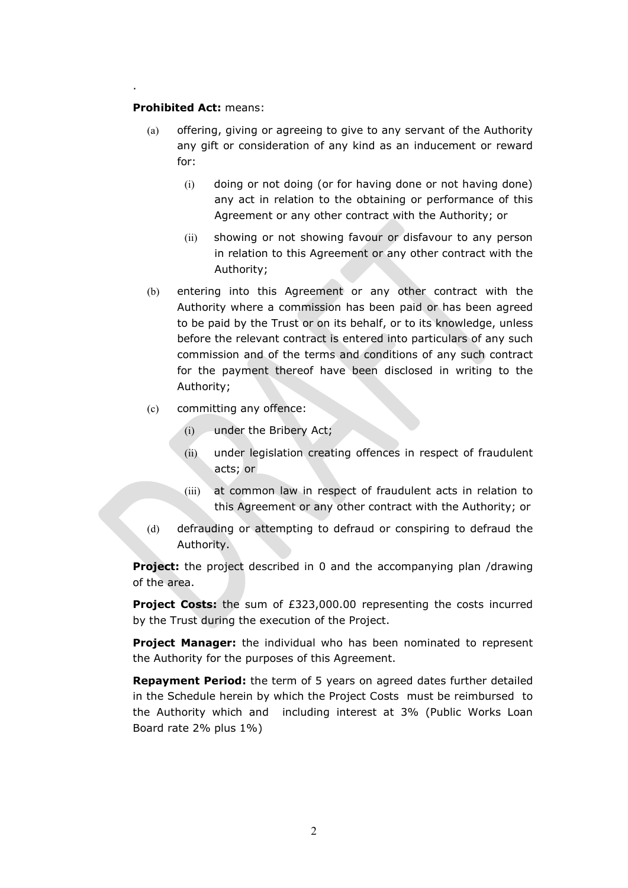.

**Prohibited Act:** means:

(a) offering, giving or agreeing to give to any servant of the Authority any gift or consideration of any kind as an inducement or reward for:

  (i) doing or not doing (or for having done or not having done) any act in relation to the obtaining or performance of this Agreement or any other contract with the Authority; or

  (ii) showing or not showing favour or disfavour to any person in relation to this Agreement or any other contract with the Authority;

(b) entering into this Agreement or any other contract with the Authority where a commission has been paid or has been agreed to be paid by the Trust or on its behalf, or to its knowledge, unless before the relevant contract is entered into particulars of any such commission and of the terms and conditions of any such contract for the payment thereof have been disclosed in writing to the Authority;

(c) committing any offence:

  (i) under the Bribery Act;

  (ii) under legislation creating offences in respect of fraudulent acts; or

  (iii) at common law in respect of fraudulent acts in relation to this Agreement or any other contract with the Authority; or

(d) defrauding or attempting to defraud or conspiring to defraud the Authority.

**Project:** the project described in 0 and the accompanying plan /drawing of the area.

**Project Costs:** the sum of £323,000.00 representing the costs incurred by the Trust during the execution of the Project.

**Project Manager:** the individual who has been nominated to represent the Authority for the purposes of this Agreement.

**Repayment Period:** the term of 5 years on agreed dates further detailed in the Schedule herein by which the Project Costs must be reimbursed to the Authority which and including interest at 3% (Public Works Loan Board rate 2% plus 1%)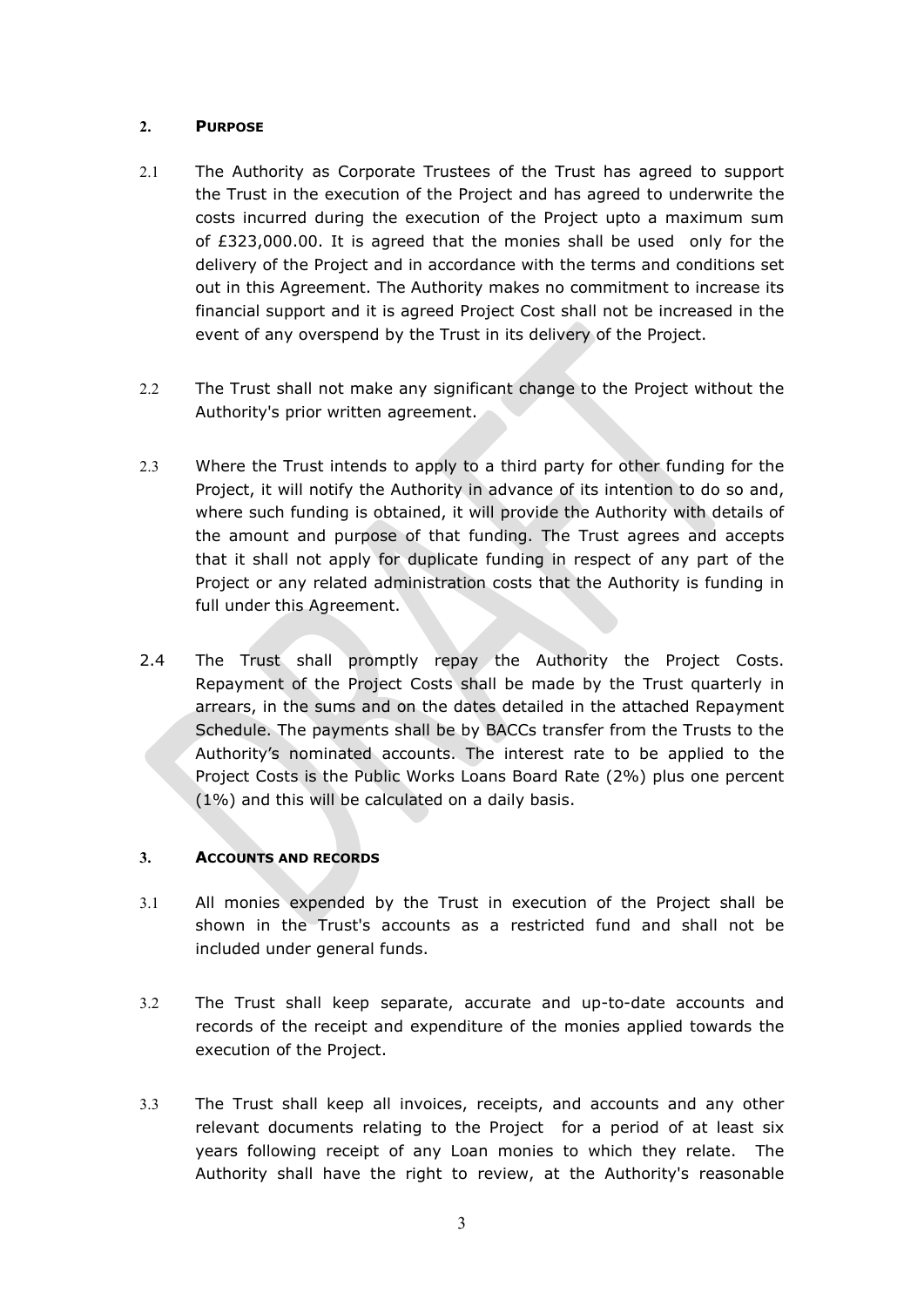## 2. PURPOSE

2.1 The Authority as Corporate Trustees of the Trust has agreed to support the Trust in the execution of the Project and has agreed to underwrite the costs incurred during the execution of the Project upto a maximum sum of £323,000.00. It is agreed that the monies shall be used only for the delivery of the Project and in accordance with the terms and conditions set out in this Agreement. The Authority makes no commitment to increase its financial support and it is agreed Project Cost shall not be increased in the event of any overspend by the Trust in its delivery of the Project.

2.2 The Trust shall not make any significant change to the Project without the Authority's prior written agreement.

2.3 Where the Trust intends to apply to a third party for other funding for the Project, it will notify the Authority in advance of its intention to do so and, where such funding is obtained, it will provide the Authority with details of the amount and purpose of that funding. The Trust agrees and accepts that it shall not apply for duplicate funding in respect of any part of the Project or any related administration costs that the Authority is funding in full under this Agreement.

2.4 The Trust shall promptly repay the Authority the Project Costs. Repayment of the Project Costs shall be made by the Trust quarterly in arrears, in the sums and on the dates detailed in the attached Repayment Schedule. The payments shall be by BACCs transfer from the Trusts to the Authority's nominated accounts. The interest rate to be applied to the Project Costs is the Public Works Loans Board Rate (2%) plus one percent (1%) and this will be calculated on a daily basis.

## 3. ACCOUNTS AND RECORDS

3.1 All monies expended by the Trust in execution of the Project shall be shown in the Trust's accounts as a restricted fund and shall not be included under general funds.

3.2 The Trust shall keep separate, accurate and up-to-date accounts and records of the receipt and expenditure of the monies applied towards the execution of the Project.

3.3 The Trust shall keep all invoices, receipts, and accounts and any other relevant documents relating to the Project for a period of at least six years following receipt of any Loan monies to which they relate. The Authority shall have the right to review, at the Authority's reasonable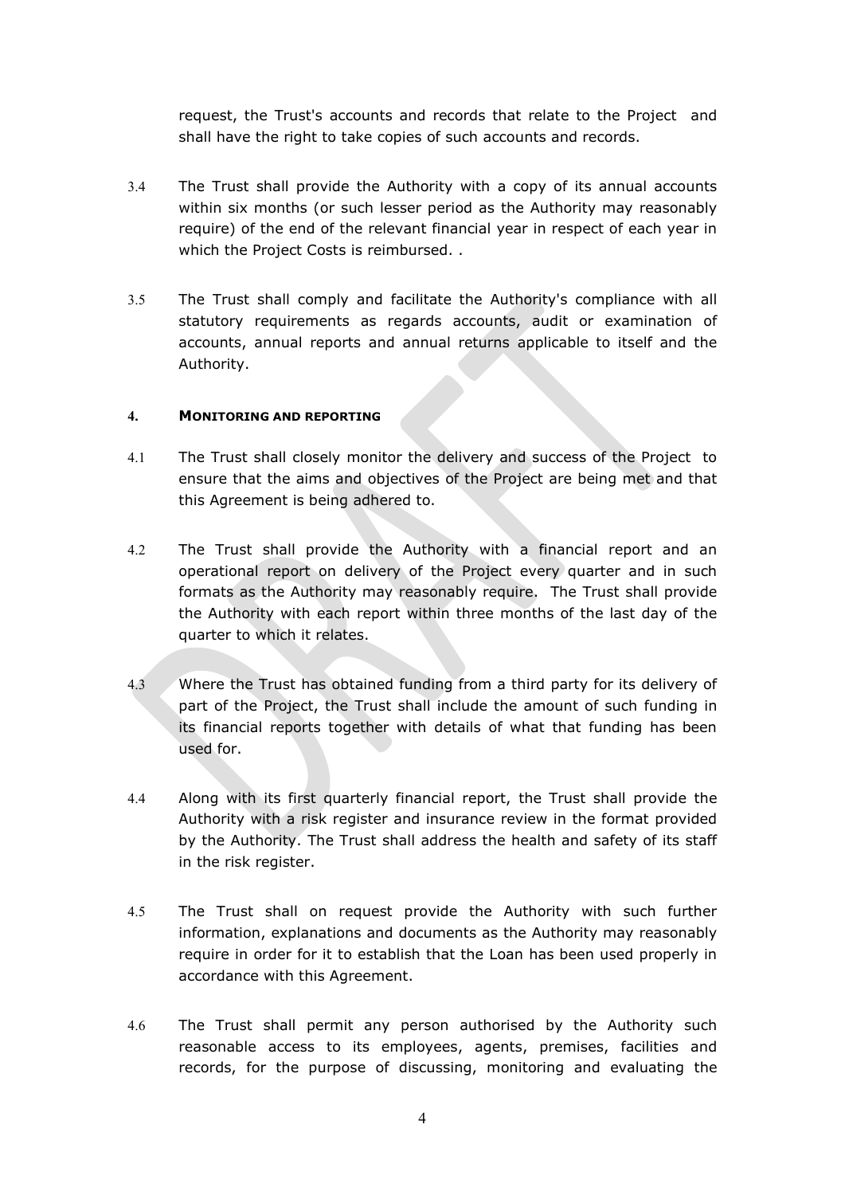request, the Trust's accounts and records that relate to the Project and shall have the right to take copies of such accounts and records.

3.4 The Trust shall provide the Authority with a copy of its annual accounts within six months (or such lesser period as the Authority may reasonably require) of the end of the relevant financial year in respect of each year in which the Project Costs is reimbursed. .

3.5 The Trust shall comply and facilitate the Authority's compliance with all statutory requirements as regards accounts, audit or examination of accounts, annual reports and annual returns applicable to itself and the Authority.

## 4. MONITORING AND REPORTING

4.1 The Trust shall closely monitor the delivery and success of the Project to ensure that the aims and objectives of the Project are being met and that this Agreement is being adhered to.

4.2 The Trust shall provide the Authority with a financial report and an operational report on delivery of the Project every quarter and in such formats as the Authority may reasonably require. The Trust shall provide the Authority with each report within three months of the last day of the quarter to which it relates.

4.3 Where the Trust has obtained funding from a third party for its delivery of part of the Project, the Trust shall include the amount of such funding in its financial reports together with details of what that funding has been used for.

4.4 Along with its first quarterly financial report, the Trust shall provide the Authority with a risk register and insurance review in the format provided by the Authority. The Trust shall address the health and safety of its staff in the risk register.

4.5 The Trust shall on request provide the Authority with such further information, explanations and documents as the Authority may reasonably require in order for it to establish that the Loan has been used properly in accordance with this Agreement.

4.6 The Trust shall permit any person authorised by the Authority such reasonable access to its employees, agents, premises, facilities and records, for the purpose of discussing, monitoring and evaluating the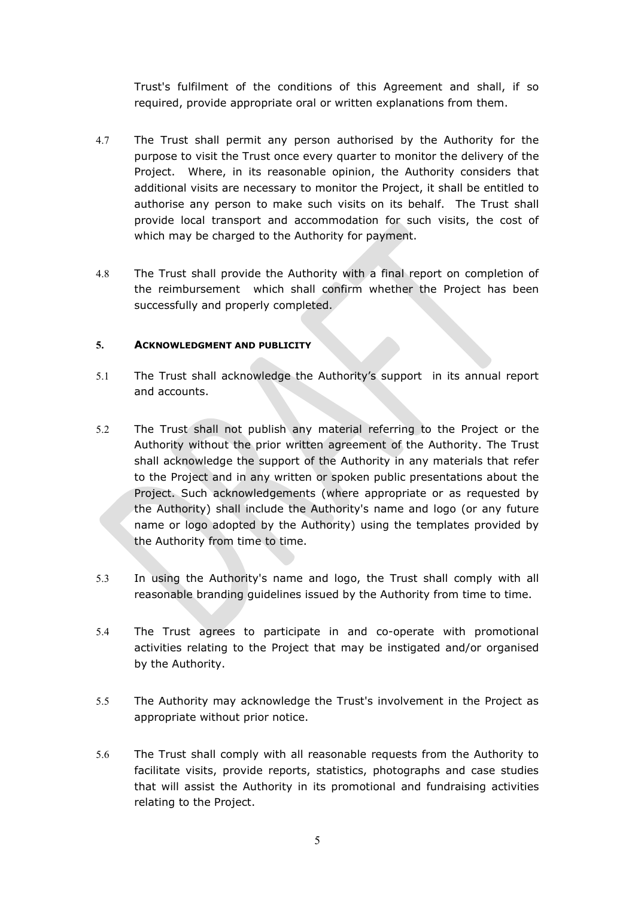Trust's fulfilment of the conditions of this Agreement and shall, if so required, provide appropriate oral or written explanations from them.

4.7 The Trust shall permit any person authorised by the Authority for the purpose to visit the Trust once every quarter to monitor the delivery of the Project. Where, in its reasonable opinion, the Authority considers that additional visits are necessary to monitor the Project, it shall be entitled to authorise any person to make such visits on its behalf. The Trust shall provide local transport and accommodation for such visits, the cost of which may be charged to the Authority for payment.

4.8 The Trust shall provide the Authority with a final report on completion of the reimbursement which shall confirm whether the Project has been successfully and properly completed.

## 5. ACKNOWLEDGMENT AND PUBLICITY

5.1 The Trust shall acknowledge the Authority's support in its annual report and accounts.

5.2 The Trust shall not publish any material referring to the Project or the Authority without the prior written agreement of the Authority. The Trust shall acknowledge the support of the Authority in any materials that refer to the Project and in any written or spoken public presentations about the Project. Such acknowledgements (where appropriate or as requested by the Authority) shall include the Authority's name and logo (or any future name or logo adopted by the Authority) using the templates provided by the Authority from time to time.

5.3 In using the Authority's name and logo, the Trust shall comply with all reasonable branding guidelines issued by the Authority from time to time.

5.4 The Trust agrees to participate in and co-operate with promotional activities relating to the Project that may be instigated and/or organised by the Authority.

5.5 The Authority may acknowledge the Trust's involvement in the Project as appropriate without prior notice.

5.6 The Trust shall comply with all reasonable requests from the Authority to facilitate visits, provide reports, statistics, photographs and case studies that will assist the Authority in its promotional and fundraising activities relating to the Project.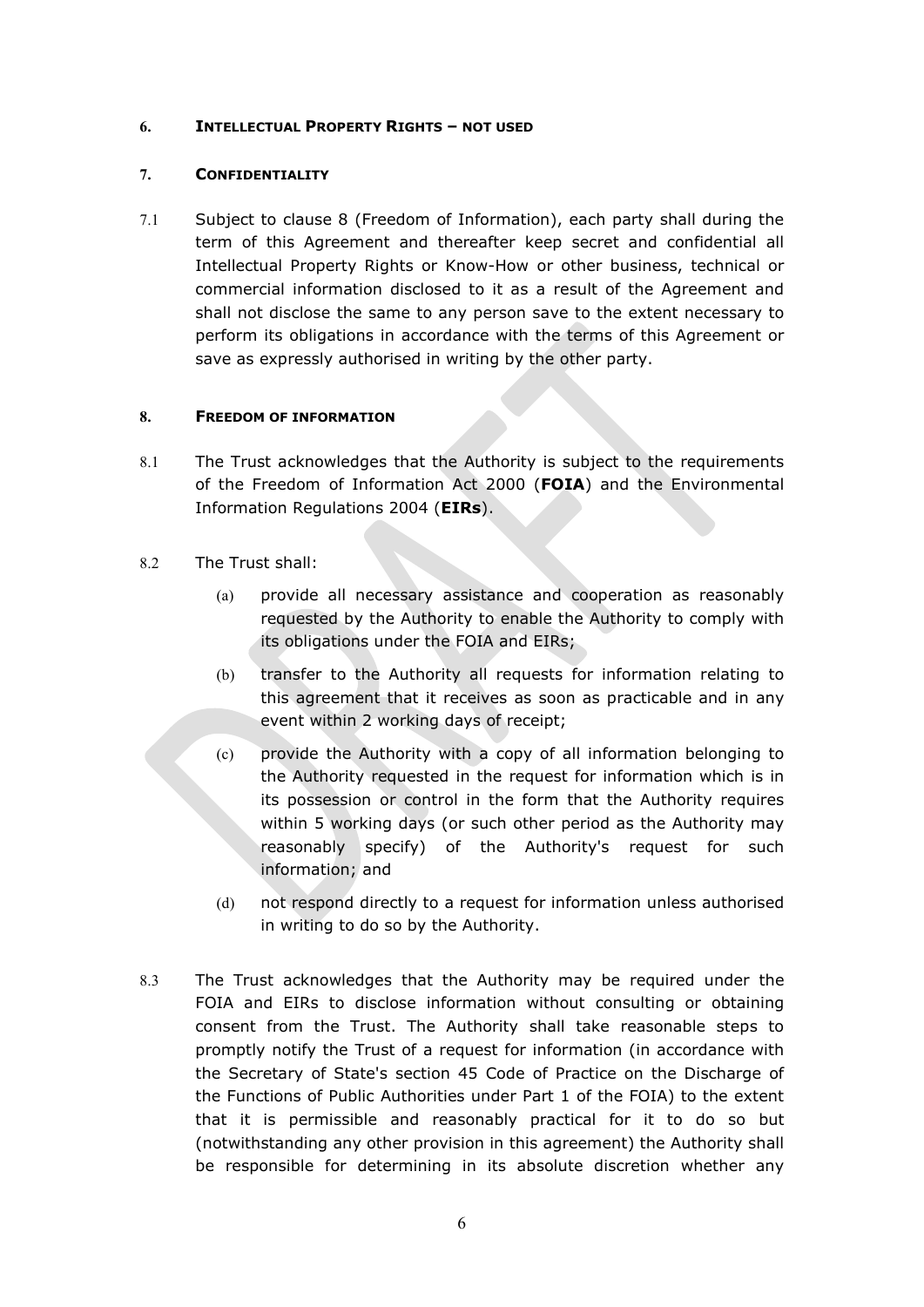## 6. INTELLECTUAL PROPERTY RIGHTS – NOT USED

## 7. CONFIDENTIALITY

7.1 Subject to clause 8 (Freedom of Information), each party shall during the term of this Agreement and thereafter keep secret and confidential all Intellectual Property Rights or Know-How or other business, technical or commercial information disclosed to it as a result of the Agreement and shall not disclose the same to any person save to the extent necessary to perform its obligations in accordance with the terms of this Agreement or save as expressly authorised in writing by the other party.

## 8. FREEDOM OF INFORMATION

8.1 The Trust acknowledges that the Authority is subject to the requirements of the Freedom of Information Act 2000 (**FOIA**) and the Environmental Information Regulations 2004 (**EIRs**).

8.2 The Trust shall:

(a) provide all necessary assistance and cooperation as reasonably requested by the Authority to enable the Authority to comply with its obligations under the FOIA and EIRs;

(b) transfer to the Authority all requests for information relating to this agreement that it receives as soon as practicable and in any event within 2 working days of receipt;

(c) provide the Authority with a copy of all information belonging to the Authority requested in the request for information which is in its possession or control in the form that the Authority requires within 5 working days (or such other period as the Authority may reasonably specify) of the Authority's request for such information; and

(d) not respond directly to a request for information unless authorised in writing to do so by the Authority.

8.3 The Trust acknowledges that the Authority may be required under the FOIA and EIRs to disclose information without consulting or obtaining consent from the Trust. The Authority shall take reasonable steps to promptly notify the Trust of a request for information (in accordance with the Secretary of State's section 45 Code of Practice on the Discharge of the Functions of Public Authorities under Part 1 of the FOIA) to the extent that it is permissible and reasonably practical for it to do so but (notwithstanding any other provision in this agreement) the Authority shall be responsible for determining in its absolute discretion whether any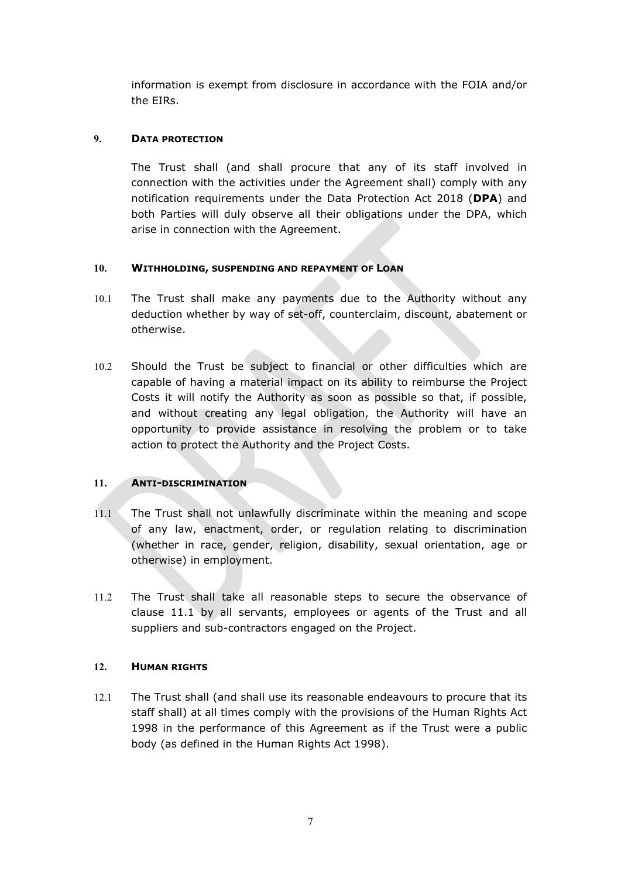information is exempt from disclosure in accordance with the FOIA and/or the EIRs.

## 9. DATA PROTECTION

The Trust shall (and shall procure that any of its staff involved in connection with the activities under the Agreement shall) comply with any notification requirements under the Data Protection Act 2018 (**DPA**) and both Parties will duly observe all their obligations under the DPA, which arise in connection with the Agreement.

## 10. WITHHOLDING, SUSPENDING AND REPAYMENT OF LOAN

10.1 The Trust shall make any payments due to the Authority without any deduction whether by way of set-off, counterclaim, discount, abatement or otherwise.

10.2 Should the Trust be subject to financial or other difficulties which are capable of having a material impact on its ability to reimburse the Project Costs it will notify the Authority as soon as possible so that, if possible, and without creating any legal obligation, the Authority will have an opportunity to provide assistance in resolving the problem or to take action to protect the Authority and the Project Costs.

## 11. ANTI-DISCRIMINATION

11.1 The Trust shall not unlawfully discriminate within the meaning and scope of any law, enactment, order, or regulation relating to discrimination (whether in race, gender, religion, disability, sexual orientation, age or otherwise) in employment.

11.2 The Trust shall take all reasonable steps to secure the observance of clause 11.1 by all servants, employees or agents of the Trust and all suppliers and sub-contractors engaged on the Project.

## 12. HUMAN RIGHTS

12.1 The Trust shall (and shall use its reasonable endeavours to procure that its staff shall) at all times comply with the provisions of the Human Rights Act 1998 in the performance of this Agreement as if the Trust were a public body (as defined in the Human Rights Act 1998).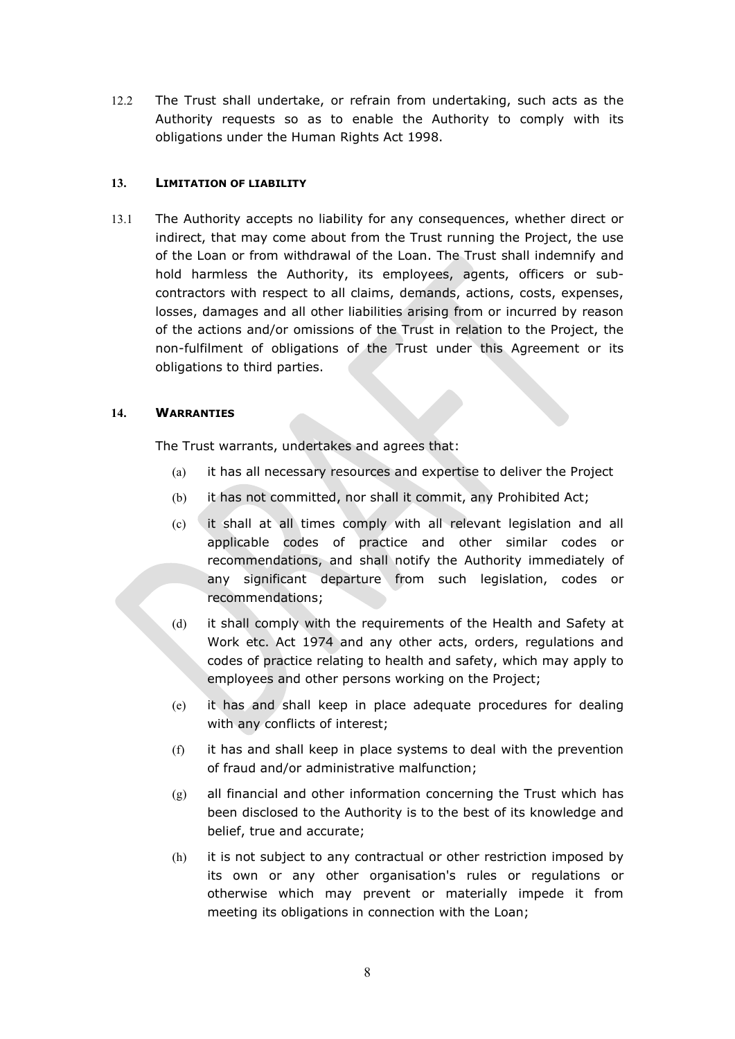12.2 The Trust shall undertake, or refrain from undertaking, such acts as the Authority requests so as to enable the Authority to comply with its obligations under the Human Rights Act 1998.

## 13. LIMITATION OF LIABILITY

13.1 The Authority accepts no liability for any consequences, whether direct or indirect, that may come about from the Trust running the Project, the use of the Loan or from withdrawal of the Loan. The Trust shall indemnify and hold harmless the Authority, its employees, agents, officers or sub-contractors with respect to all claims, demands, actions, costs, expenses, losses, damages and all other liabilities arising from or incurred by reason of the actions and/or omissions of the Trust in relation to the Project, the non-fulfilment of obligations of the Trust under this Agreement or its obligations to third parties.

## 14. WARRANTIES

The Trust warrants, undertakes and agrees that:

(a) it has all necessary resources and expertise to deliver the Project

(b) it has not committed, nor shall it commit, any Prohibited Act;

(c) it shall at all times comply with all relevant legislation and all applicable codes of practice and other similar codes or recommendations, and shall notify the Authority immediately of any significant departure from such legislation, codes or recommendations;

(d) it shall comply with the requirements of the Health and Safety at Work etc. Act 1974 and any other acts, orders, regulations and codes of practice relating to health and safety, which may apply to employees and other persons working on the Project;

(e) it has and shall keep in place adequate procedures for dealing with any conflicts of interest;

(f) it has and shall keep in place systems to deal with the prevention of fraud and/or administrative malfunction;

(g) all financial and other information concerning the Trust which has been disclosed to the Authority is to the best of its knowledge and belief, true and accurate;

(h) it is not subject to any contractual or other restriction imposed by its own or any other organisation's rules or regulations or otherwise which may prevent or materially impede it from meeting its obligations in connection with the Loan;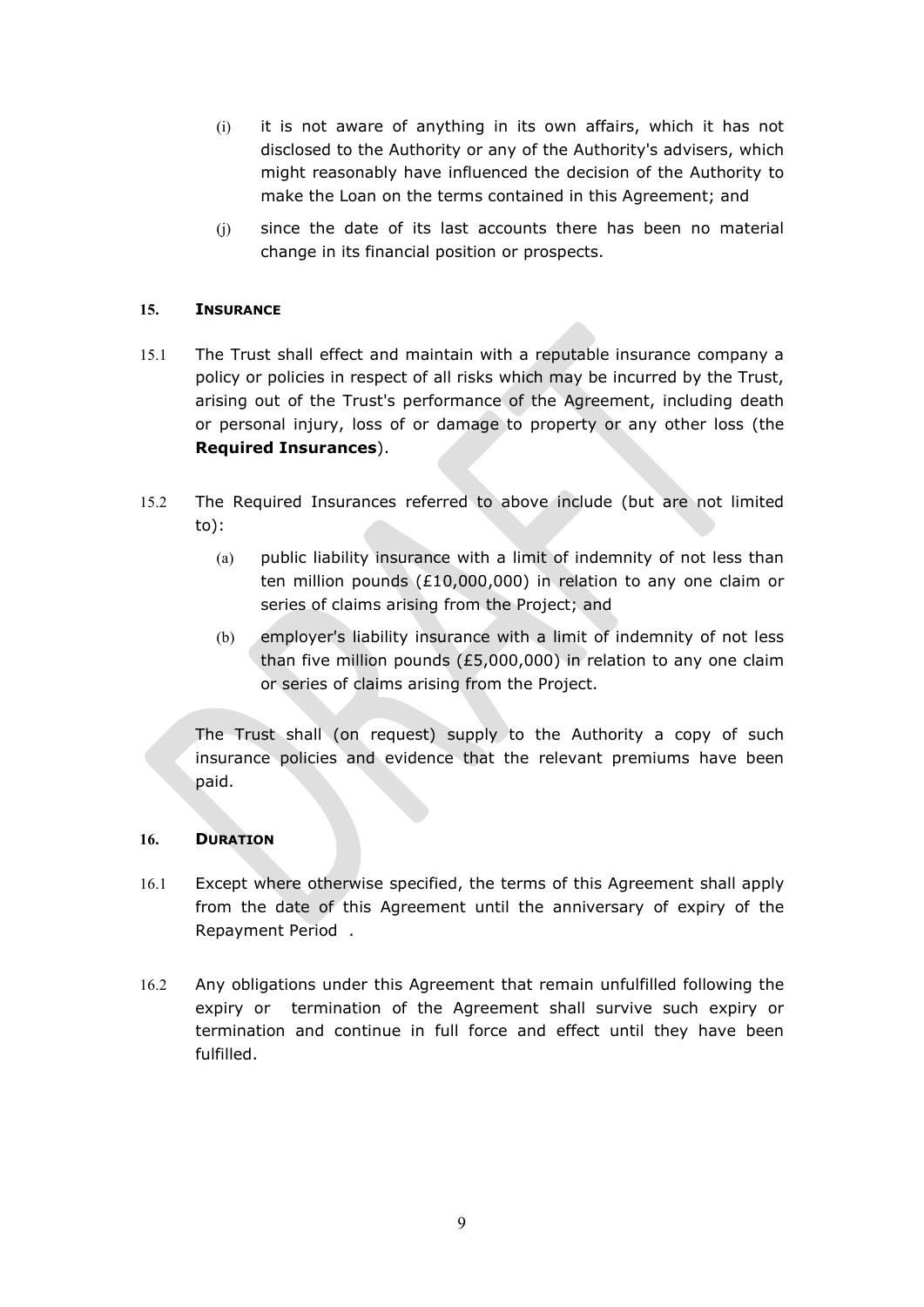(i) it is not aware of anything in its own affairs, which it has not disclosed to the Authority or any of the Authority's advisers, which might reasonably have influenced the decision of the Authority to make the Loan on the terms contained in this Agreement; and

(j) since the date of its last accounts there has been no material change in its financial position or prospects.

## 15. INSURANCE

15.1 The Trust shall effect and maintain with a reputable insurance company a policy or policies in respect of all risks which may be incurred by the Trust, arising out of the Trust's performance of the Agreement, including death or personal injury, loss of or damage to property or any other loss (the **Required Insurances**).

15.2 The Required Insurances referred to above include (but are not limited to):

(a) public liability insurance with a limit of indemnity of not less than ten million pounds (£10,000,000) in relation to any one claim or series of claims arising from the Project; and

(b) employer's liability insurance with a limit of indemnity of not less than five million pounds (£5,000,000) in relation to any one claim or series of claims arising from the Project.

The Trust shall (on request) supply to the Authority a copy of such insurance policies and evidence that the relevant premiums have been paid.

## 16. DURATION

16.1 Except where otherwise specified, the terms of this Agreement shall apply from the date of this Agreement until the anniversary of expiry of the Repayment Period .

16.2 Any obligations under this Agreement that remain unfulfilled following the expiry or termination of the Agreement shall survive such expiry or termination and continue in full force and effect until they have been fulfilled.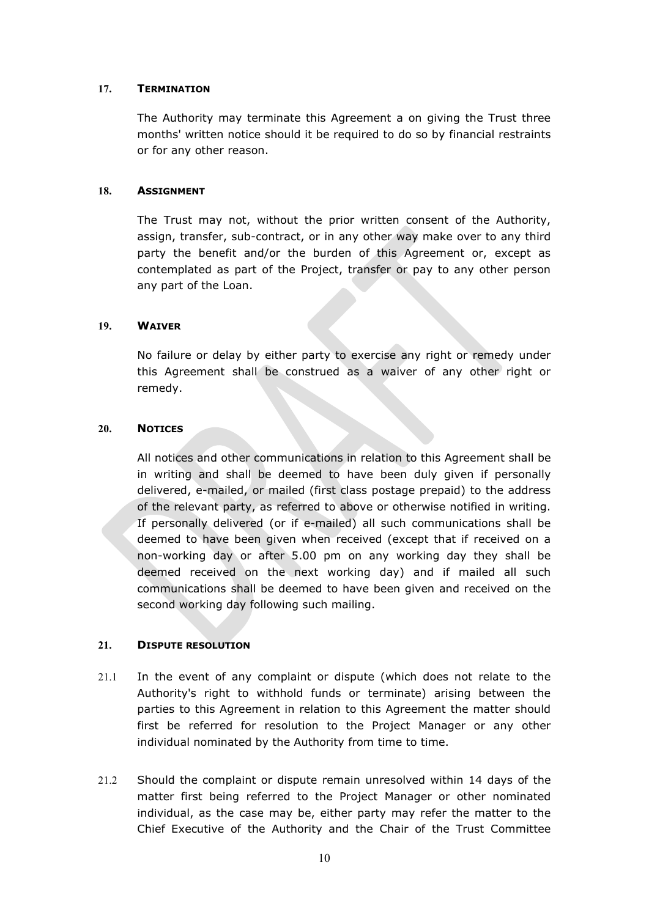## 17. TERMINATION

The Authority may terminate this Agreement a on giving the Trust three months' written notice should it be required to do so by financial restraints or for any other reason.

## 18. ASSIGNMENT

The Trust may not, without the prior written consent of the Authority, assign, transfer, sub-contract, or in any other way make over to any third party the benefit and/or the burden of this Agreement or, except as contemplated as part of the Project, transfer or pay to any other person any part of the Loan.

## 19. WAIVER

No failure or delay by either party to exercise any right or remedy under this Agreement shall be construed as a waiver of any other right or remedy.

## 20. NOTICES

All notices and other communications in relation to this Agreement shall be in writing and shall be deemed to have been duly given if personally delivered, e-mailed, or mailed (first class postage prepaid) to the address of the relevant party, as referred to above or otherwise notified in writing. If personally delivered (or if e-mailed) all such communications shall be deemed to have been given when received (except that if received on a non-working day or after 5.00 pm on any working day they shall be deemed received on the next working day) and if mailed all such communications shall be deemed to have been given and received on the second working day following such mailing.

## 21. DISPUTE RESOLUTION

21.1 In the event of any complaint or dispute (which does not relate to the Authority's right to withhold funds or terminate) arising between the parties to this Agreement in relation to this Agreement the matter should first be referred for resolution to the Project Manager or any other individual nominated by the Authority from time to time.

21.2 Should the complaint or dispute remain unresolved within 14 days of the matter first being referred to the Project Manager or other nominated individual, as the case may be, either party may refer the matter to the Chief Executive of the Authority and the Chair of the Trust Committee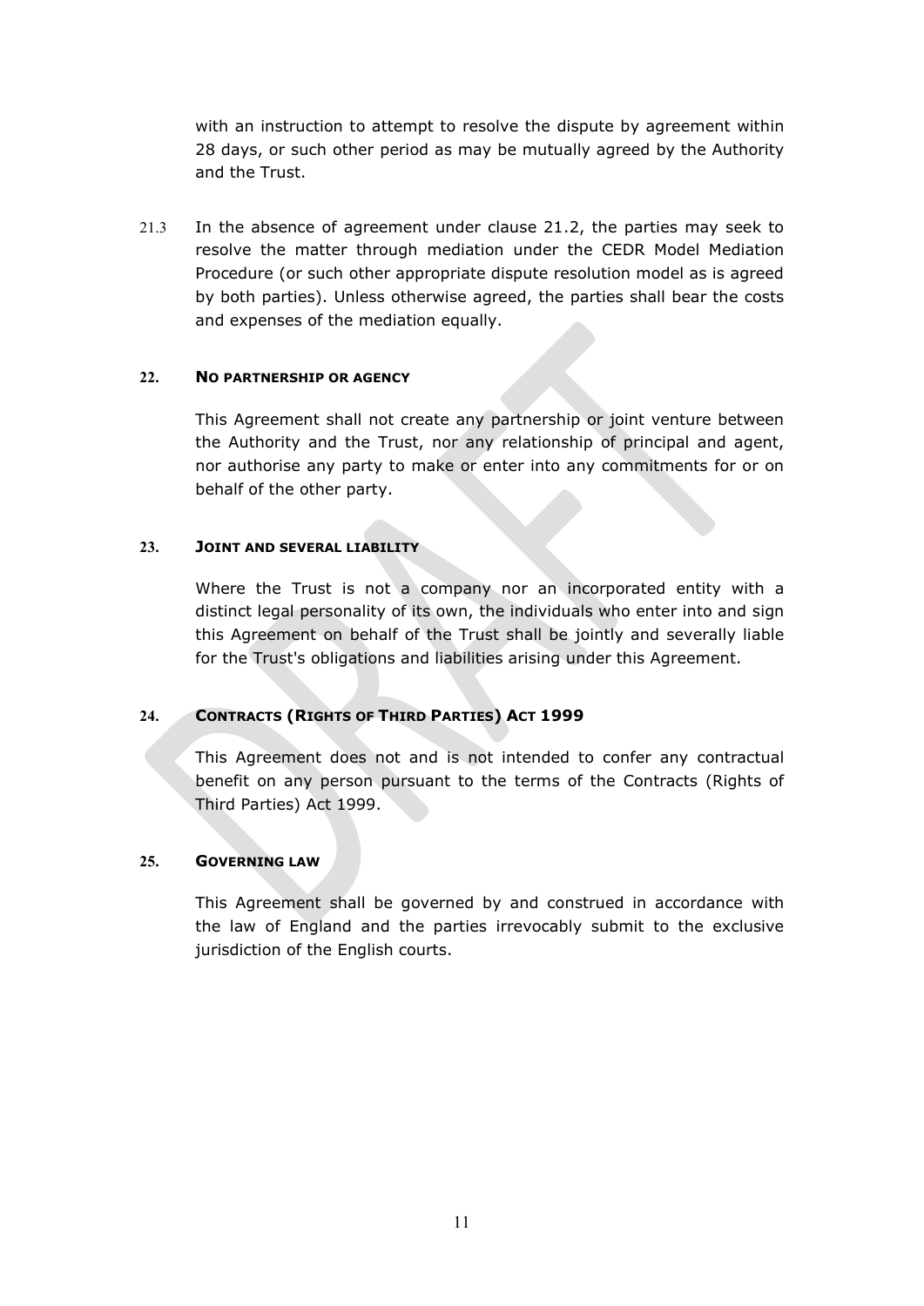with an instruction to attempt to resolve the dispute by agreement within 28 days, or such other period as may be mutually agreed by the Authority and the Trust.

21.3 In the absence of agreement under clause 21.2, the parties may seek to resolve the matter through mediation under the CEDR Model Mediation Procedure (or such other appropriate dispute resolution model as is agreed by both parties). Unless otherwise agreed, the parties shall bear the costs and expenses of the mediation equally.

## 22. NO PARTNERSHIP OR AGENCY

This Agreement shall not create any partnership or joint venture between the Authority and the Trust, nor any relationship of principal and agent, nor authorise any party to make or enter into any commitments for or on behalf of the other party.

## 23. JOINT AND SEVERAL LIABILITY

Where the Trust is not a company nor an incorporated entity with a distinct legal personality of its own, the individuals who enter into and sign this Agreement on behalf of the Trust shall be jointly and severally liable for the Trust's obligations and liabilities arising under this Agreement.

## 24. CONTRACTS (RIGHTS OF THIRD PARTIES) ACT 1999

This Agreement does not and is not intended to confer any contractual benefit on any person pursuant to the terms of the Contracts (Rights of Third Parties) Act 1999.

## 25. GOVERNING LAW

This Agreement shall be governed by and construed in accordance with the law of England and the parties irrevocably submit to the exclusive jurisdiction of the English courts.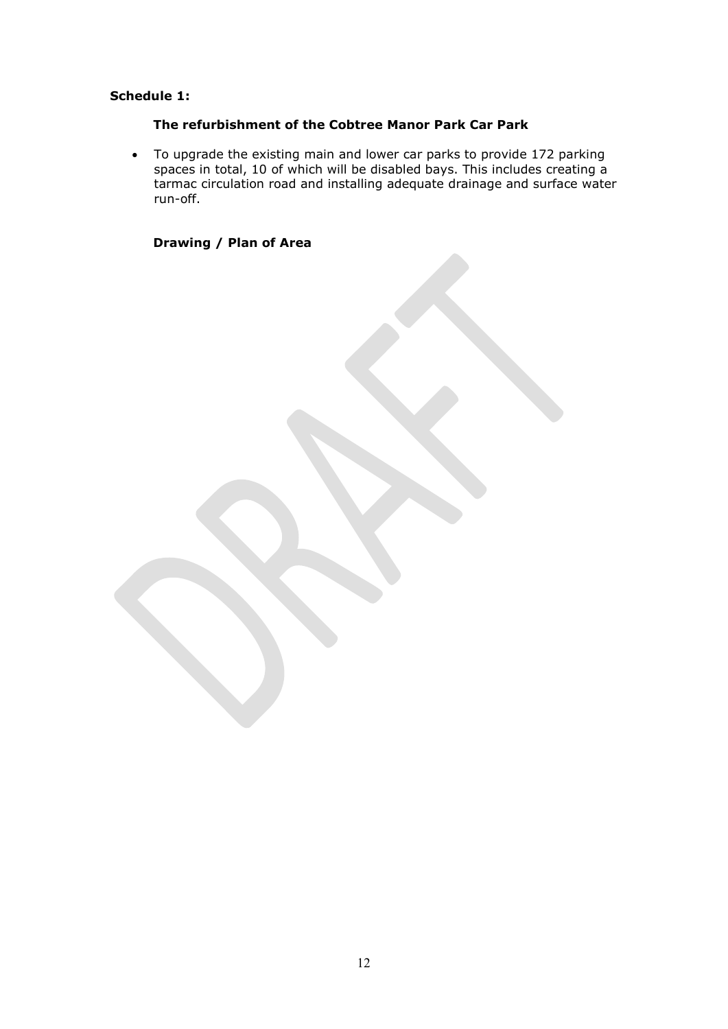**Schedule 1:**

**The refurbishment of the Cobtree Manor Park Car Park**

- To upgrade the existing main and lower car parks to provide 172 parking spaces in total, 10 of which will be disabled bays. This includes creating a tarmac circulation road and installing adequate drainage and surface water run-off.

**Drawing / Plan of Area**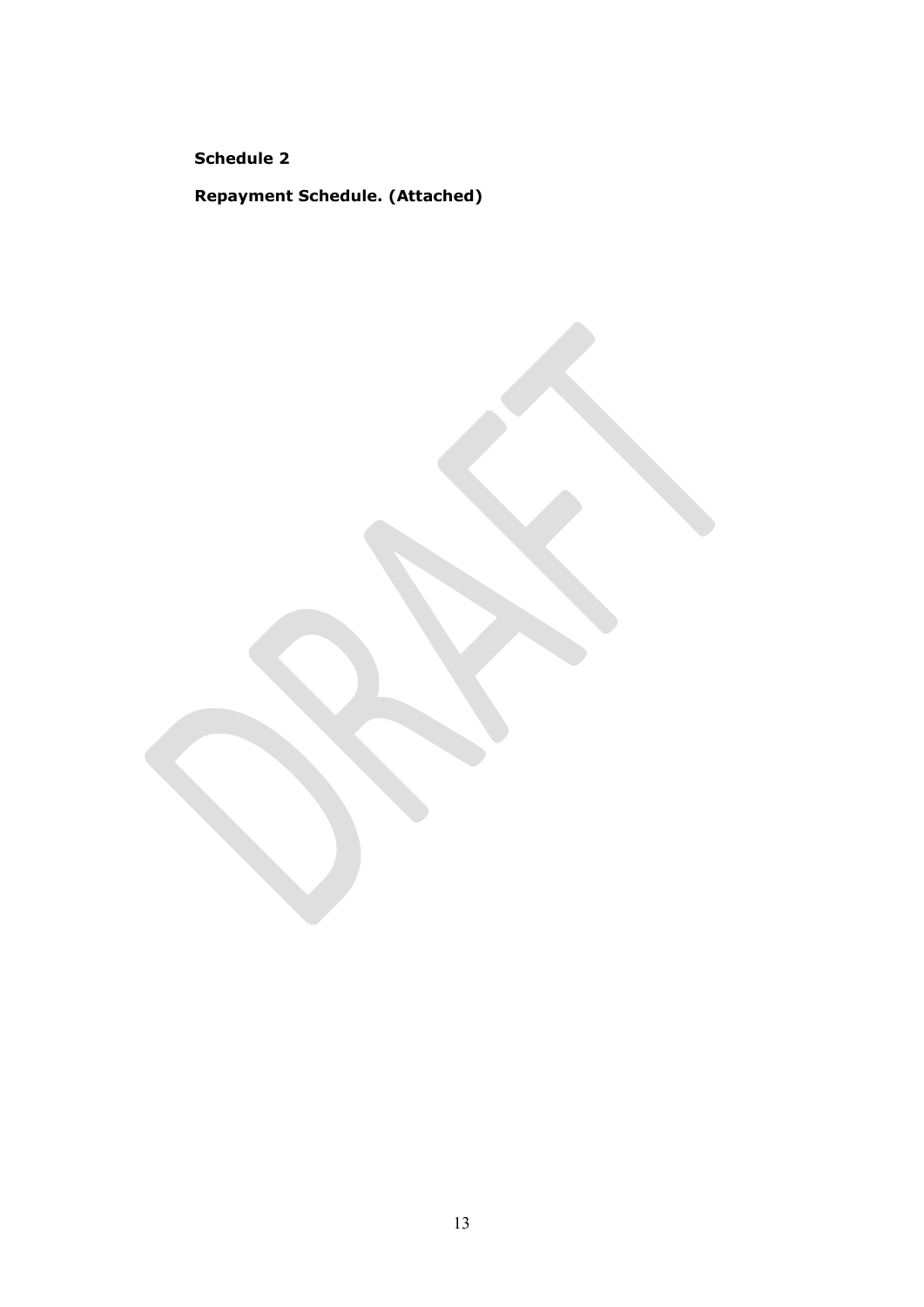**Schedule 2**

**Repayment Schedule. (Attached)**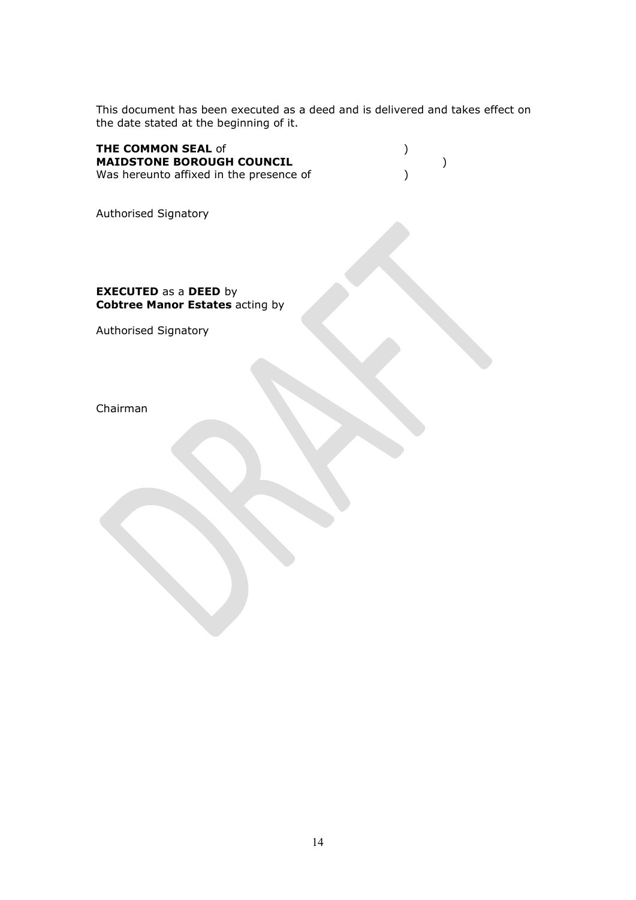This document has been executed as a deed and is delivered and takes effect on the date stated at the beginning of it.

**THE COMMON SEAL** of )
**MAIDSTONE BOROUGH COUNCIL** )
Was hereunto affixed in the presence of )

Authorised Signatory

**EXECUTED** as a **DEED** by
**Cobtree Manor Estates** acting by

Authorised Signatory

Chairman